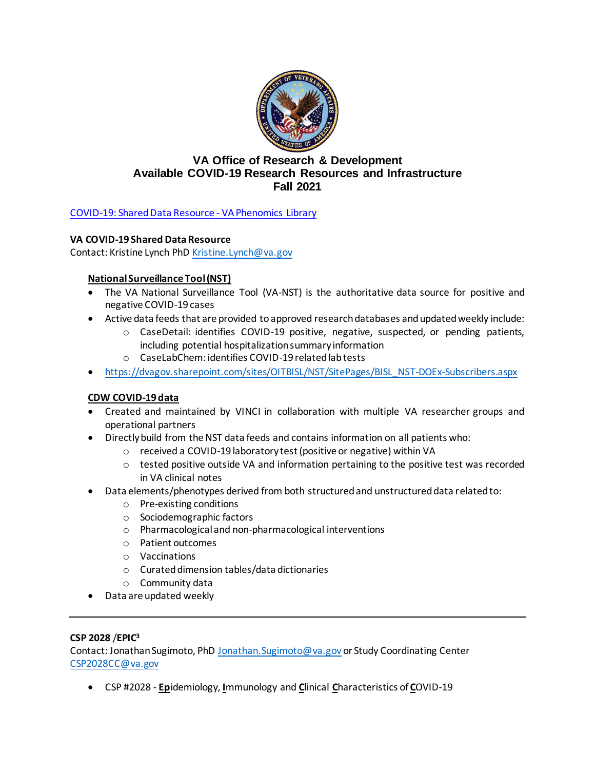# VA Office of Research & Development
# Available COVID-19 Research Resources and Infrastructure
# Fall 2021

[COVID-19: Shared Data Resource - VA Phenomics Library](COVID-19: Shared Data Resource - VA Phenomics Library)

**VA COVID-19 Shared Data Resource**
Contact: Kristine Lynch PhD Kristine.Lynch@va.gov

**National Surveillance Tool (NST)**

- The VA National Surveillance Tool (VA-NST) is the authoritative data source for positive and negative COVID-19 cases
- Active data feeds that are provided to approved research databases and updated weekly include:
  - CaseDetail: identifies COVID-19 positive, negative, suspected, or pending patients, including potential hospitalization summary information
  - CaseLabChem: identifies COVID-19 related lab tests
- https://dvagov.sharepoint.com/sites/OITBISL/NST/SitePages/BISL_NST-DOEx-Subscribers.aspx

**CDW COVID-19 data**

- Created and maintained by VINCI in collaboration with multiple VA researcher groups and operational partners
- Directly build from the NST data feeds and contains information on all patients who:
  - received a COVID-19 laboratory test (positive or negative) within VA
  - tested positive outside VA and information pertaining to the positive test was recorded in VA clinical notes
- Data elements/phenotypes derived from both structured and unstructured data related to:
  - Pre-existing conditions
  - Sociodemographic factors
  - Pharmacological and non-pharmacological interventions
  - Patient outcomes
  - Vaccinations
  - Curated dimension tables/data dictionaries
  - Community data
- Data are updated weekly

---

**CSP 2028 /EPIC³**
Contact: Jonathan Sugimoto, PhD Jonathan.Sugimoto@va.gov or Study Coordinating Center CSP2028CC@va.gov

- CSP #2028 - **Ep**idemiology, **I**mmunology and **C**linical **C**haracteristics of **C**OVID-19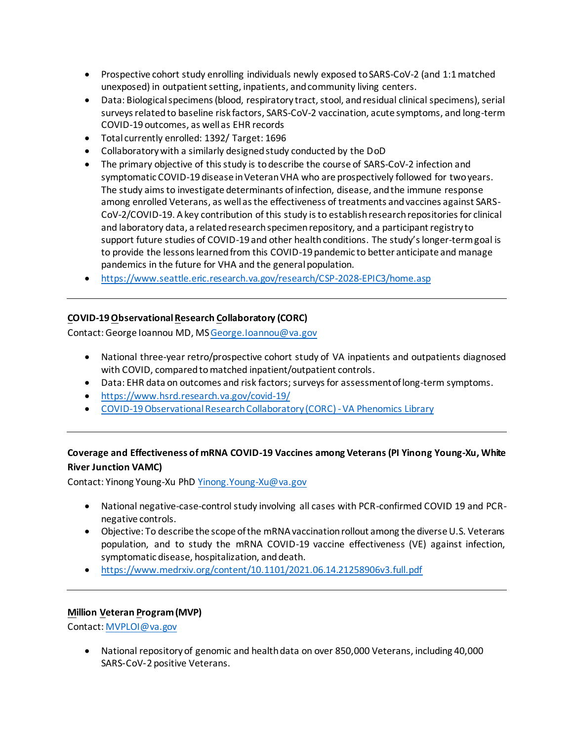- Prospective cohort study enrolling individuals newly exposed to SARS-CoV-2 (and 1:1 matched unexposed) in outpatient setting, inpatients, and community living centers.
- Data: Biological specimens (blood, respiratory tract, stool, and residual clinical specimens), serial surveys related to baseline risk factors, SARS-CoV-2 vaccination, acute symptoms, and long-term COVID-19 outcomes, as well as EHR records
- Total currently enrolled: 1392/ Target: 1696
- Collaboratory with a similarly designed study conducted by the DoD
- The primary objective of this study is to describe the course of SARS-CoV-2 infection and symptomatic COVID-19 disease in Veteran VHA who are prospectively followed for two years. The study aims to investigate determinants of infection, disease, and the immune response among enrolled Veterans, as well as the effectiveness of treatments and vaccines against SARS-CoV-2/COVID-19. A key contribution of this study is to establish research repositories for clinical and laboratory data, a related research specimen repository, and a participant registry to support future studies of COVID-19 and other health conditions. The study's longer-term goal is to provide the lessons learned from this COVID-19 pandemic to better anticipate and manage pandemics in the future for VHA and the general population.
- https://www.seattle.eric.research.va.gov/research/CSP-2028-EPIC3/home.asp

---

**COVID-19 Observational Research Collaboratory (CORC)**

Contact: George Ioannou MD, MS George.Ioannou@va.gov

- National three-year retro/prospective cohort study of VA inpatients and outpatients diagnosed with COVID, compared to matched inpatient/outpatient controls.
- Data: EHR data on outcomes and risk factors; surveys for assessment of long-term symptoms.
- https://www.hsrd.research.va.gov/covid-19/
- COVID-19 Observational Research Collaboratory (CORC) - VA Phenomics Library

---

**Coverage and Effectiveness of mRNA COVID-19 Vaccines among Veterans (PI Yinong Young-Xu, White River Junction VAMC)**

Contact: Yinong Young-Xu PhD Yinong.Young-Xu@va.gov

- National negative-case-control study involving all cases with PCR-confirmed COVID 19 and PCR-negative controls.
- Objective: To describe the scope of the mRNA vaccination rollout among the diverse U.S. Veterans population, and to study the mRNA COVID-19 vaccine effectiveness (VE) against infection, symptomatic disease, hospitalization, and death.
- https://www.medrxiv.org/content/10.1101/2021.06.14.21258906v3.full.pdf

---

**Million Veteran Program (MVP)**

Contact: MVPLOI@va.gov

- National repository of genomic and health data on over 850,000 Veterans, including 40,000 SARS-CoV-2 positive Veterans.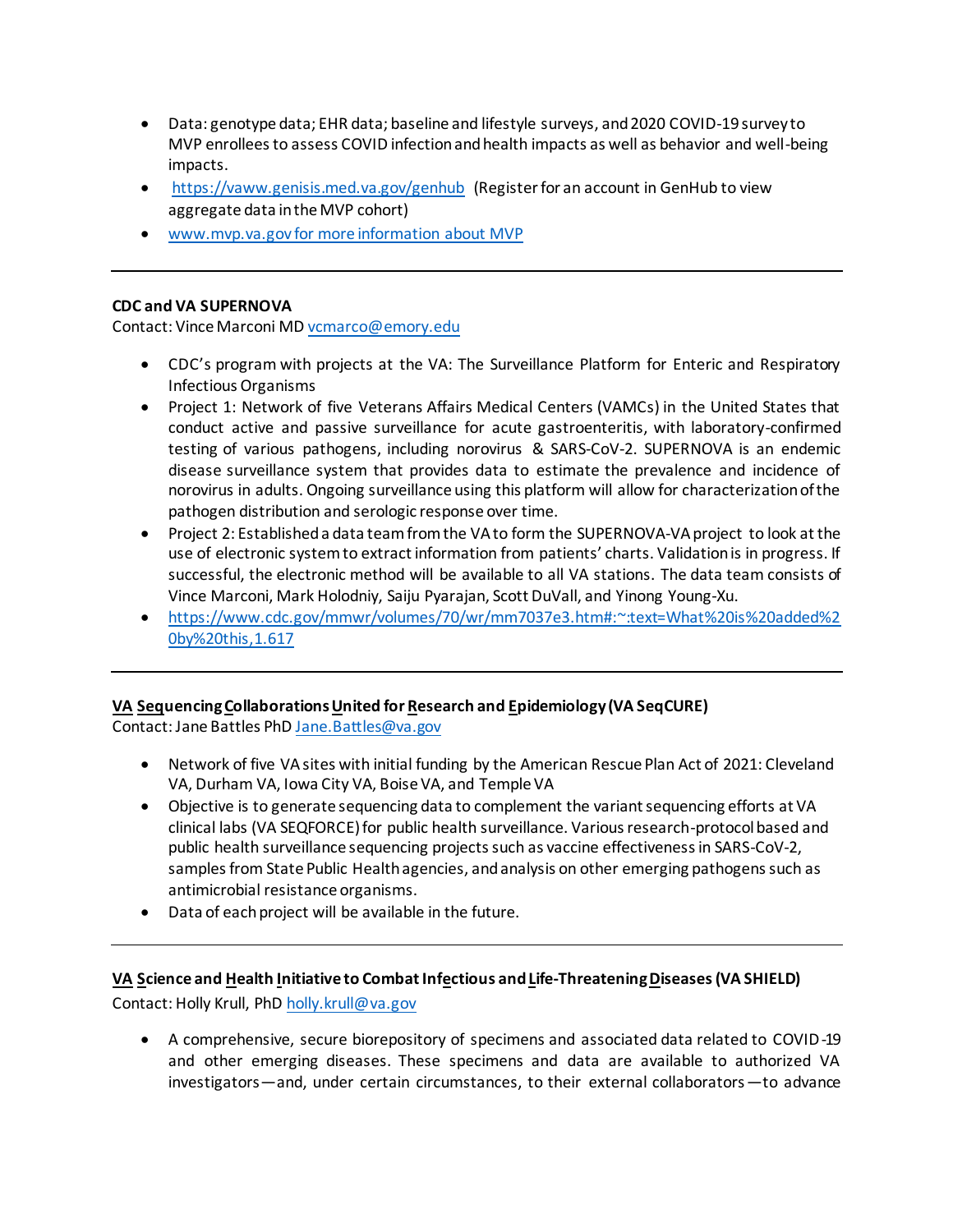- Data: genotype data; EHR data; baseline and lifestyle surveys, and 2020 COVID-19 survey to MVP enrollees to assess COVID infection and health impacts as well as behavior and well-being impacts.
- [https://vaww.genisis.med.va.gov/genhub](https://vaww.genisis.med.va.gov/genhub) (Register for an account in GenHub to view aggregate data in the MVP cohort)
- [www.mvp.va.gov for more information about MVP](http://www.mvp.va.gov)

---

**CDC and VA SUPERNOVA**
Contact: Vince Marconi MD [vcmarco@emory.edu](mailto:vcmarco@emory.edu)

- CDC's program with projects at the VA: The Surveillance Platform for Enteric and Respiratory Infectious Organisms
- Project 1: Network of five Veterans Affairs Medical Centers (VAMCs) in the United States that conduct active and passive surveillance for acute gastroenteritis, with laboratory-confirmed testing of various pathogens, including norovirus & SARS-CoV-2. SUPERNOVA is an endemic disease surveillance system that provides data to estimate the prevalence and incidence of norovirus in adults. Ongoing surveillance using this platform will allow for characterization of the pathogen distribution and serologic response over time.
- Project 2: Established a data team from the VA to form the SUPERNOVA-VA project to look at the use of electronic system to extract information from patients' charts. Validation is in progress. If successful, the electronic method will be available to all VA stations. The data team consists of Vince Marconi, Mark Holodniy, Saiju Pyarajan, Scott DuVall, and Yinong Young-Xu.
- [https://www.cdc.gov/mmwr/volumes/70/wr/mm7037e3.htm#:~:text=What%20is%20added%20by%20this,1.617](https://www.cdc.gov/mmwr/volumes/70/wr/mm7037e3.htm#:~:text=What%20is%20added%20by%20this,1.617)

---

**VA Sequencing Collaborations United for Research and Epidemiology (VA SeqCURE)**
Contact: Jane Battles PhD [Jane.Battles@va.gov](mailto:Jane.Battles@va.gov)

- Network of five VA sites with initial funding by the American Rescue Plan Act of 2021: Cleveland VA, Durham VA, Iowa City VA, Boise VA, and Temple VA
- Objective is to generate sequencing data to complement the variant sequencing efforts at VA clinical labs (VA SEQFORCE) for public health surveillance. Various research-protocol based and public health surveillance sequencing projects such as vaccine effectiveness in SARS-CoV-2, samples from State Public Health agencies, and analysis on other emerging pathogens such as antimicrobial resistance organisms.
- Data of each project will be available in the future.

---

**VA Science and Health Initiative to Combat Infectious and Life-Threatening Diseases (VA SHIELD)**
Contact: Holly Krull, PhD [holly.krull@va.gov](mailto:holly.krull@va.gov)

- A comprehensive, secure biorepository of specimens and associated data related to COVID-19 and other emerging diseases. These specimens and data are available to authorized VA investigators—and, under certain circumstances, to their external collaborators—to advance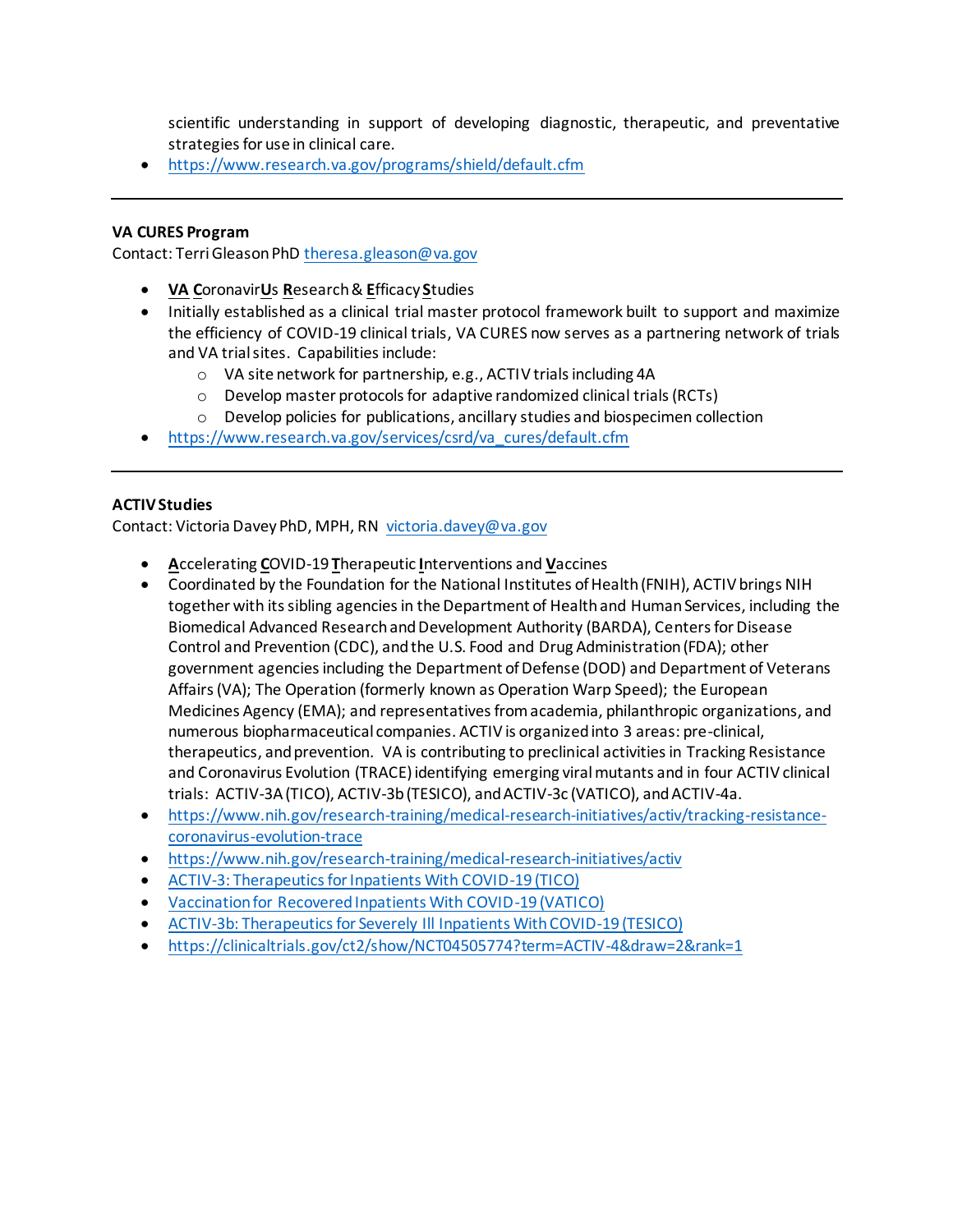scientific understanding in support of developing diagnostic, therapeutic, and preventative strategies for use in clinical care.

- https://www.research.va.gov/programs/shield/default.cfm

---

**VA CURES Program**
Contact: Terri Gleason PhD theresa.gleason@va.gov

- **VA C**oronavir**U**s **R**esearch & **E**fficacy **S**tudies
- Initially established as a clinical trial master protocol framework built to support and maximize the efficiency of COVID-19 clinical trials, VA CURES now serves as a partnering network of trials and VA trial sites. Capabilities include:
    - VA site network for partnership, e.g., ACTIV trials including 4A
    - Develop master protocols for adaptive randomized clinical trials (RCTs)
    - Develop policies for publications, ancillary studies and biospecimen collection
- https://www.research.va.gov/services/csrd/va_cures/default.cfm

---

**ACTIV Studies**
Contact: Victoria Davey PhD, MPH, RN victoria.davey@va.gov

- **A**ccelerating **C**OVID-19 **T**herapeutic **I**nterventions and **V**accines
- Coordinated by the Foundation for the National Institutes of Health (FNIH), ACTIV brings NIH together with its sibling agencies in the Department of Health and Human Services, including the Biomedical Advanced Research and Development Authority (BARDA), Centers for Disease Control and Prevention (CDC), and the U.S. Food and Drug Administration (FDA); other government agencies including the Department of Defense (DOD) and Department of Veterans Affairs (VA); The Operation (formerly known as Operation Warp Speed); the European Medicines Agency (EMA); and representatives from academia, philanthropic organizations, and numerous biopharmaceutical companies. ACTIV is organized into 3 areas: pre-clinical, therapeutics, and prevention. VA is contributing to preclinical activities in Tracking Resistance and Coronavirus Evolution (TRACE) identifying emerging viral mutants and in four ACTIV clinical trials: ACTIV-3A (TICO), ACTIV-3b (TESICO), and ACTIV-3c (VATICO), and ACTIV-4a.
- https://www.nih.gov/research-training/medical-research-initiatives/activ/tracking-resistance-coronavirus-evolution-trace
- https://www.nih.gov/research-training/medical-research-initiatives/activ
- ACTIV-3: Therapeutics for Inpatients With COVID-19 (TICO)
- Vaccination for Recovered Inpatients With COVID-19 (VATICO)
- ACTIV-3b: Therapeutics for Severely Ill Inpatients With COVID-19 (TESICO)
- https://clinicaltrials.gov/ct2/show/NCT04505774?term=ACTIV-4&draw=2&rank=1